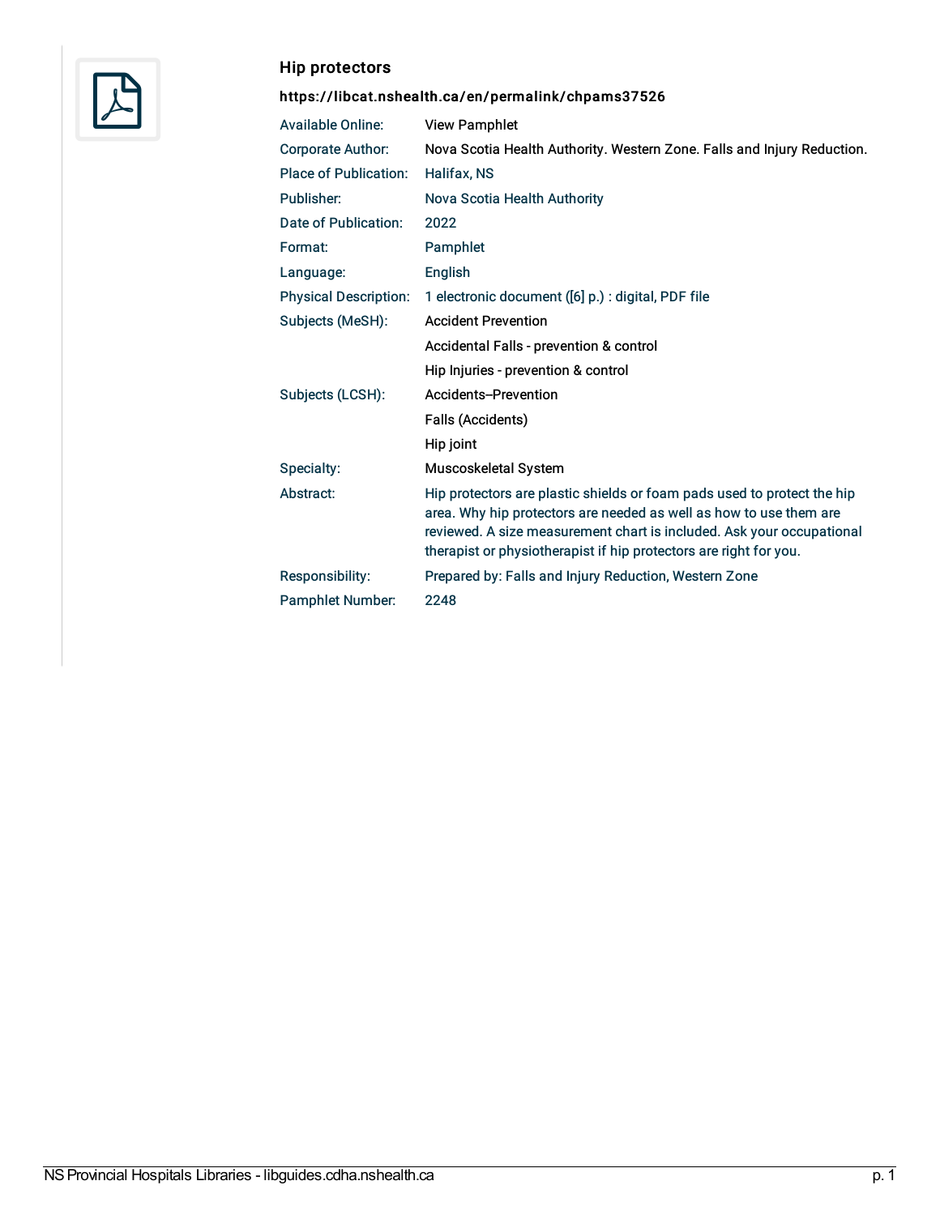## Hip protectors

**https://libcat.nshealth.ca/en/permalink/chpams37526**

| | |
|---|---|
| Available Online: | View Pamphlet |
| Corporate Author: | Nova Scotia Health Authority. Western Zone. Falls and Injury Reduction. |
| Place of Publication: | Halifax, NS |
| Publisher: | Nova Scotia Health Authority |
| Date of Publication: | 2022 |
| Format: | Pamphlet |
| Language: | English |
| Physical Description: | 1 electronic document ([6] p.) : digital, PDF file |
| Subjects (MeSH): | Accident Prevention |
| | Accidental Falls - prevention & control |
| | Hip Injuries - prevention & control |
| Subjects (LCSH): | Accidents--Prevention |
| | Falls (Accidents) |
| | Hip joint |
| Specialty: | Muscoskeletal System |
| Abstract: | Hip protectors are plastic shields or foam pads used to protect the hip area. Why hip protectors are needed as well as how to use them are reviewed. A size measurement chart is included. Ask your occupational therapist or physiotherapist if hip protectors are right for you. |
| Responsibility: | Prepared by: Falls and Injury Reduction, Western Zone |
| Pamphlet Number: | 2248 |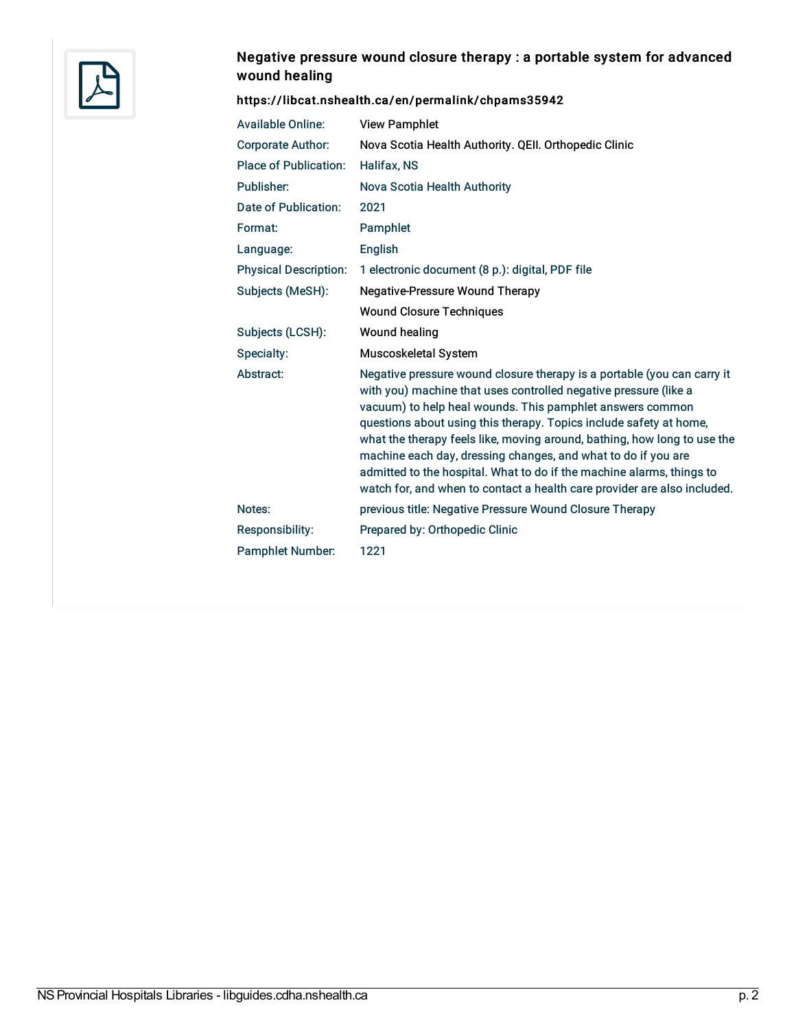## Negative pressure wound closure therapy : a portable system for advanced wound healing

**https://libcat.nshealth.ca/en/permalink/chpams35942**

| | |
|---|---|
| Available Online: | View Pamphlet |
| Corporate Author: | Nova Scotia Health Authority. QEII. Orthopedic Clinic |
| Place of Publication: | Halifax, NS |
| Publisher: | Nova Scotia Health Authority |
| Date of Publication: | 2021 |
| Format: | Pamphlet |
| Language: | English |
| Physical Description: | 1 electronic document (8 p.): digital, PDF file |
| Subjects (MeSH): | Negative-Pressure Wound Therapy |
| | Wound Closure Techniques |
| Subjects (LCSH): | Wound healing |
| Specialty: | Muscoskeletal System |
| Abstract: | Negative pressure wound closure therapy is a portable (you can carry it with you) machine that uses controlled negative pressure (like a vacuum) to help heal wounds. This pamphlet answers common questions about using this therapy. Topics include safety at home, what the therapy feels like, moving around, bathing, how long to use the machine each day, dressing changes, and what to do if you are admitted to the hospital. What to do if the machine alarms, things to watch for, and when to contact a health care provider are also included. |
| Notes: | previous title: Negative Pressure Wound Closure Therapy |
| Responsibility: | Prepared by: Orthopedic Clinic |
| Pamphlet Number: | 1221 |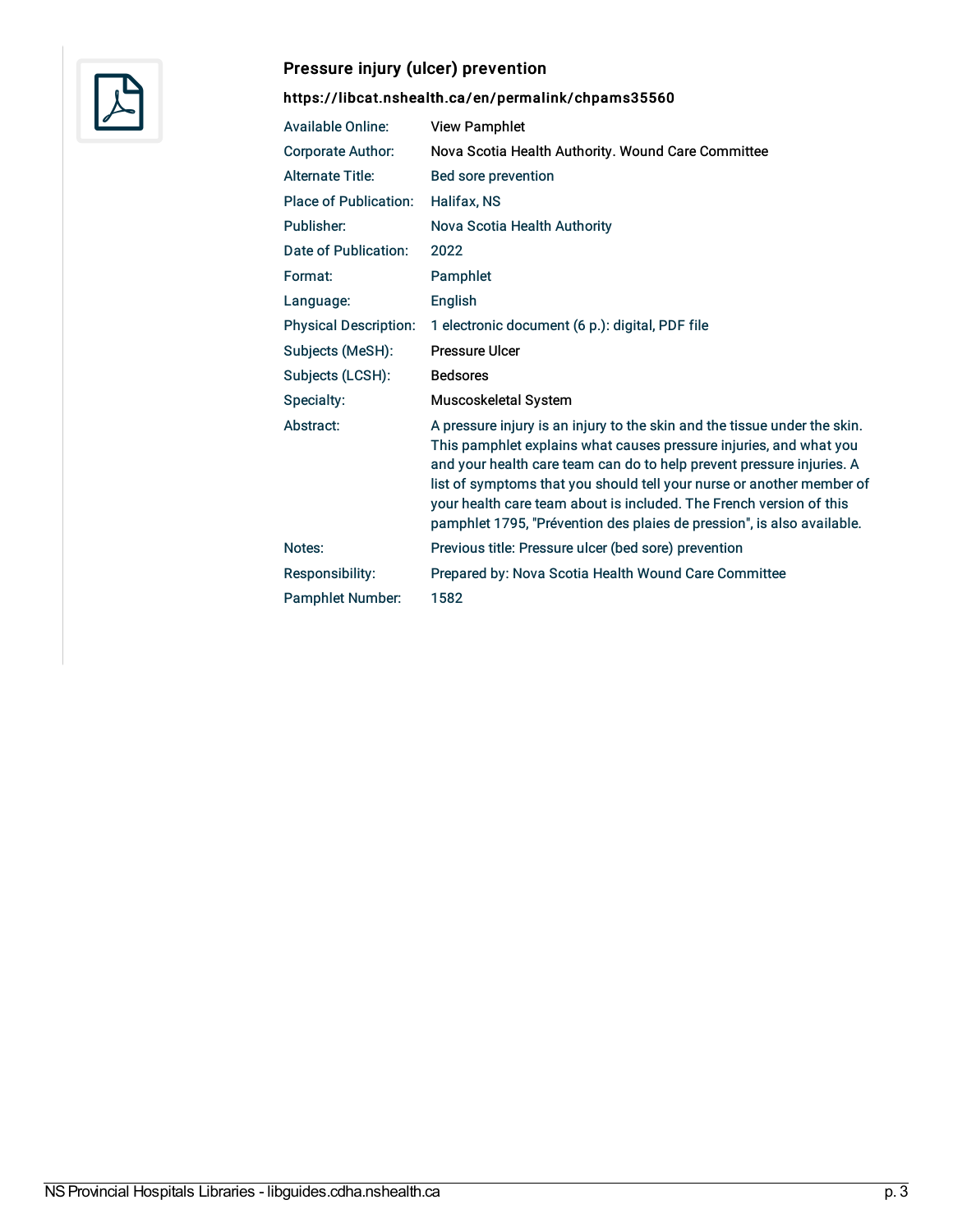## Pressure injury (ulcer) prevention

**https://libcat.nshealth.ca/en/permalink/chpams35560**

| | |
|---|---|
| Available Online: | View Pamphlet |
| Corporate Author: | Nova Scotia Health Authority. Wound Care Committee |
| Alternate Title: | Bed sore prevention |
| Place of Publication: | Halifax, NS |
| Publisher: | Nova Scotia Health Authority |
| Date of Publication: | 2022 |
| Format: | Pamphlet |
| Language: | English |
| Physical Description: | 1 electronic document (6 p.): digital, PDF file |
| Subjects (MeSH): | Pressure Ulcer |
| Subjects (LCSH): | Bedsores |
| Specialty: | Muscoskeletal System |
| Abstract: | A pressure injury is an injury to the skin and the tissue under the skin. This pamphlet explains what causes pressure injuries, and what you and your health care team can do to help prevent pressure injuries. A list of symptoms that you should tell your nurse or another member of your health care team about is included. The French version of this pamphlet 1795, "Prévention des plaies de pression", is also available. |
| Notes: | Previous title: Pressure ulcer (bed sore) prevention |
| Responsibility: | Prepared by: Nova Scotia Health Wound Care Committee |
| Pamphlet Number: | 1582 |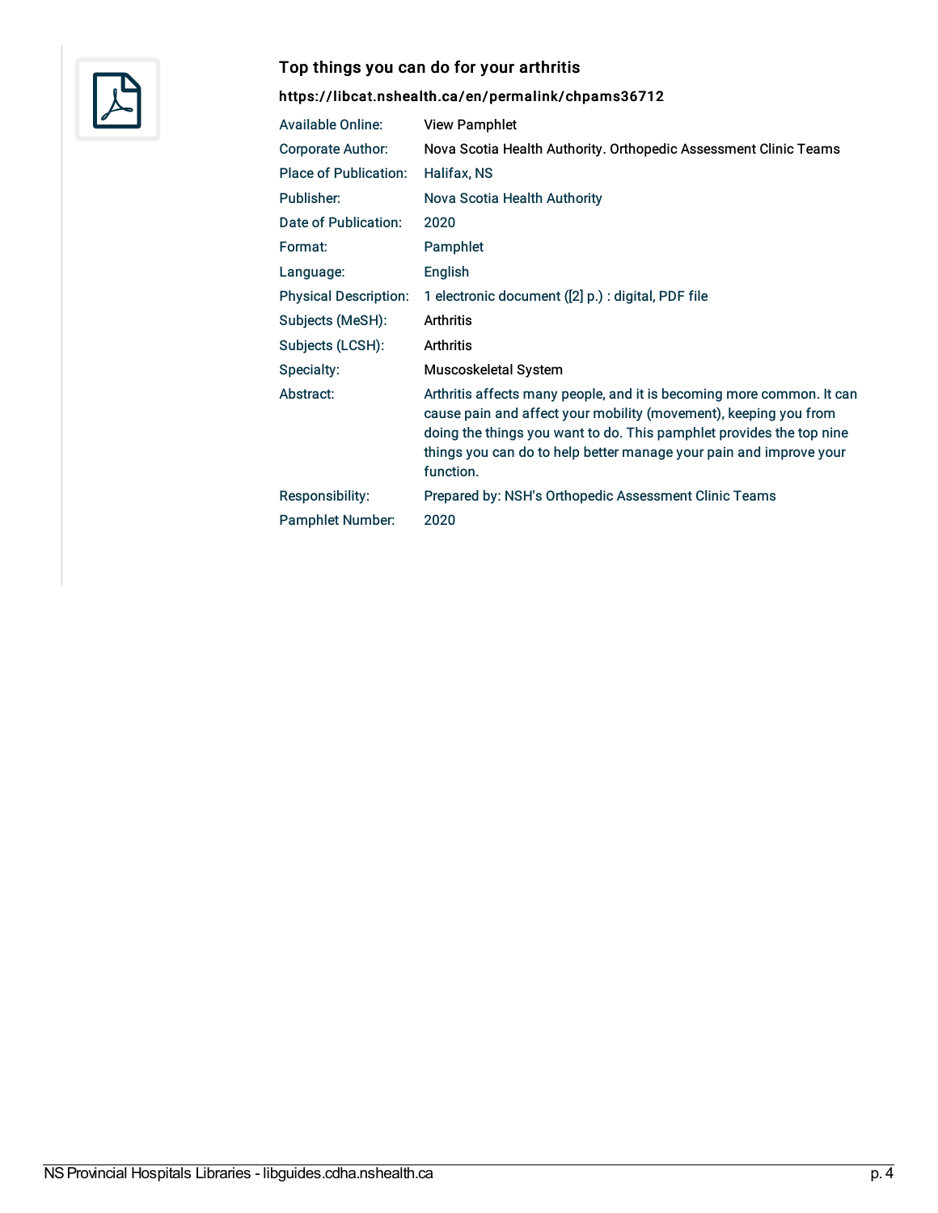### Top things you can do for your arthritis

**https://libcat.nshealth.ca/en/permalink/chpams36712**

| | |
|---|---|
| Available Online: | View Pamphlet |
| Corporate Author: | Nova Scotia Health Authority. Orthopedic Assessment Clinic Teams |
| Place of Publication: | Halifax, NS |
| Publisher: | Nova Scotia Health Authority |
| Date of Publication: | 2020 |
| Format: | Pamphlet |
| Language: | English |
| Physical Description: | 1 electronic document ([2] p.) : digital, PDF file |
| Subjects (MeSH): | Arthritis |
| Subjects (LCSH): | Arthritis |
| Specialty: | Muscoskeletal System |
| Abstract: | Arthritis affects many people, and it is becoming more common. It can cause pain and affect your mobility (movement), keeping you from doing the things you want to do. This pamphlet provides the top nine things you can do to help better manage your pain and improve your function. |
| Responsibility: | Prepared by: NSH's Orthopedic Assessment Clinic Teams |
| Pamphlet Number: | 2020 |